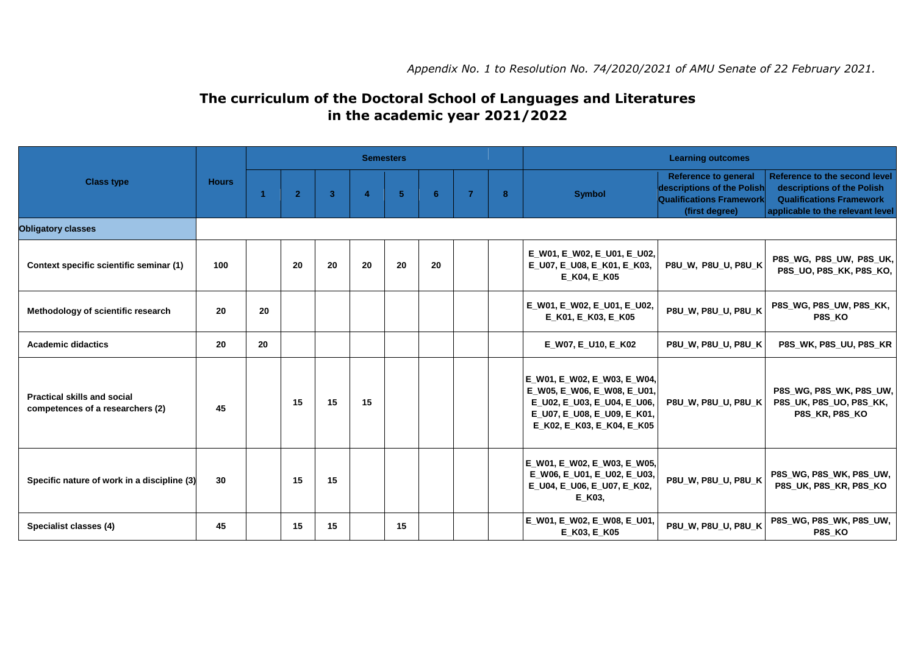*Appendix No. 1 to Resolution No. 74/2020/2021 of AMU Senate of 22 February 2021.*

# The curriculum of the Doctoral School of Languages and Literatures in the academic year 2021/2022

| Class type | Hours | Semesters | | | | | | | | Learning outcomes | | |
|---|---|---|---|---|---|---|---|---|---|---|---|---|
| | | 1 | 2 | 3 | 4 | 5 | 6 | 7 | 8 | Symbol | Reference to general descriptions of the Polish Qualifications Framework (first degree) | Reference to the second level descriptions of the Polish Qualifications Framework applicable to the relevant level |
| **Obligatory classes** | | | | | | | | | | | | |
| **Context specific scientific seminar (1)** | 100 | | 20 | 20 | 20 | 20 | 20 | | | E_W01, E_W02, E_U01, E_U02, E_U07, E_U08, E_K01, E_K03, E_K04, E_K05 | P8U_W, P8U_U, P8U_K | P8S_WG, P8S_UW, P8S_UK, P8S_UO, P8S_KK, P8S_KO, |
| **Methodology of scientific research** | 20 | 20 | | | | | | | | E_W01, E_W02, E_U01, E_U02, E_K01, E_K03, E_K05 | P8U_W, P8U_U, P8U_K | P8S_WG, P8S_UW, P8S_KK, P8S_KO |
| **Academic didactics** | 20 | 20 | | | | | | | | E_W07, E_U10, E_K02 | P8U_W, P8U_U, P8U_K | P8S_WK, P8S_UU, P8S_KR |
| **Practical skills and social competences of a researchers (2)** | 45 | | 15 | 15 | 15 | | | | | E_W01, E_W02, E_W03, E_W04, E_W05, E_W06, E_W08, E_U01, E_U02, E_U03, E_U04, E_U06, E_U07, E_U08, E_U09, E_K01, E_K02, E_K03, E_K04, E_K05 | P8U_W, P8U_U, P8U_K | P8S_WG, P8S_WK, P8S_UW, P8S_UK, P8S_UO, P8S_KK, P8S_KR, P8S_KO |
| **Specific nature of work in a discipline (3)** | 30 | | 15 | 15 | | | | | | E_W01, E_W02, E_W03, E_W05, E_W06, E_U01, E_U02, E_U03, E_U04, E_U06, E_U07, E_K02, E_K03, | P8U_W, P8U_U, P8U_K | P8S_WG, P8S_WK, P8S_UW, P8S_UK, P8S_KR, P8S_KO |
| **Specialist classes (4)** | 45 | | 15 | 15 | | 15 | | | | E_W01, E_W02, E_W08, E_U01, E_K03, E_K05 | P8U_W, P8U_U, P8U_K | P8S_WG, P8S_WK, P8S_UW, P8S_KO |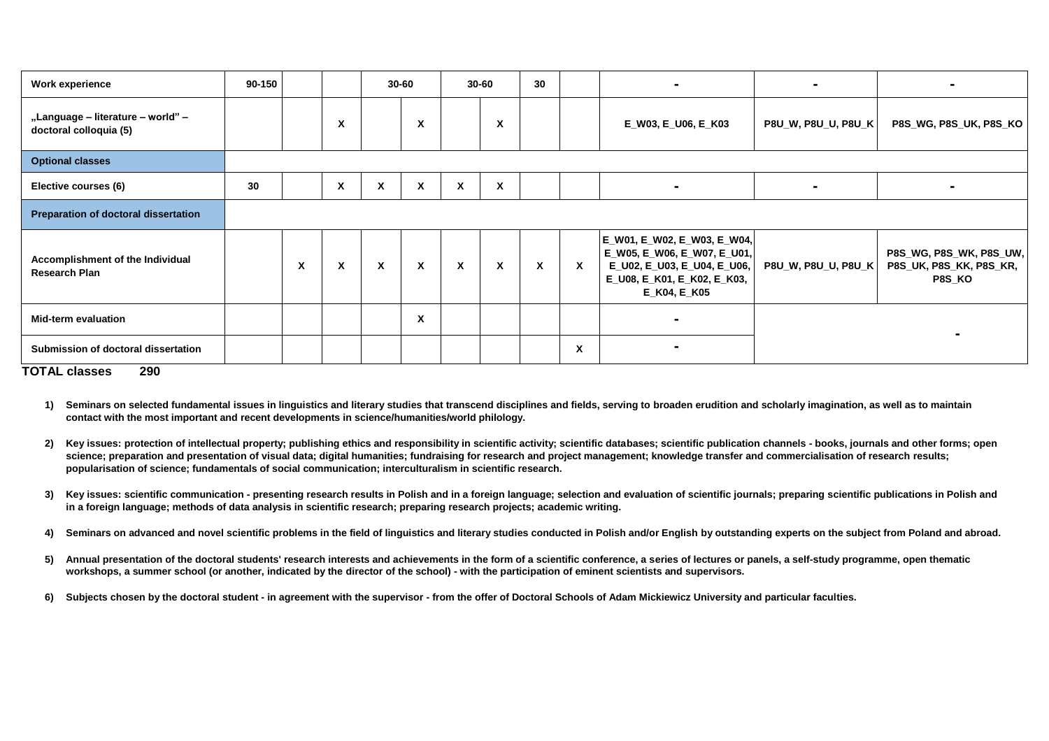| | | | | | | | | | | | | |
|---|---|---|---|---|---|---|---|---|---|---|---|---|
| **Work experience** | **90-150** | | | **30-60** | | **30-60** | | **30** | | **-** | **-** | **-** |
| **„Language – literature – world" – doctoral colloquia (5)** | | | **X** | | **X** | | **X** | | | **E_W03, E_U06, E_K03** | **P8U_W, P8U_U, P8U_K** | **P8S_WG, P8S_UK, P8S_KO** |
| **Optional classes** | | | | | | | | | | | | |
| **Elective courses (6)** | **30** | | **X** | **X** | **X** | **X** | **X** | | | **-** | **-** | **-** |
| **Preparation of doctoral dissertation** | | | | | | | | | | | | |
| **Accomplishment of the Individual Research Plan** | | **X** | **X** | **X** | **X** | **X** | **X** | **X** | **X** | **E_W01, E_W02, E_W03, E_W04, E_W05, E_W06, E_W07, E_U01, E_U02, E_U03, E_U04, E_U06, E_U08, E_K01, E_K02, E_K03, E_K04, E_K05** | **P8U_W, P8U_U, P8U_K** | **P8S_WG, P8S_WK, P8S_UW, P8S_UK, P8S_KK, P8S_KR, P8S_KO** |
| **Mid-term evaluation** | | | | | **X** | | | | | **-** | **-** | |
| **Submission of doctoral dissertation** | | | | | | | | | **X** | **-** | | |

**TOTAL classes 290**

1) **Seminars on selected fundamental issues in linguistics and literary studies that transcend disciplines and fields, serving to broaden erudition and scholarly imagination, as well as to maintain contact with the most important and recent developments in science/humanities/world philology.**

2) **Key issues: protection of intellectual property; publishing ethics and responsibility in scientific activity; scientific databases; scientific publication channels - books, journals and other forms; open science; preparation and presentation of visual data; digital humanities; fundraising for research and project management; knowledge transfer and commercialisation of research results; popularisation of science; fundamentals of social communication; interculturalism in scientific research.**

3) **Key issues: scientific communication - presenting research results in Polish and in a foreign language; selection and evaluation of scientific journals; preparing scientific publications in Polish and in a foreign language; methods of data analysis in scientific research; preparing research projects; academic writing.**

4) **Seminars on advanced and novel scientific problems in the field of linguistics and literary studies conducted in Polish and/or English by outstanding experts on the subject from Poland and abroad.**

5) **Annual presentation of the doctoral students' research interests and achievements in the form of a scientific conference, a series of lectures or panels, a self-study programme, open thematic workshops, a summer school (or another, indicated by the director of the school) - with the participation of eminent scientists and supervisors.**

6) **Subjects chosen by the doctoral student - in agreement with the supervisor - from the offer of Doctoral Schools of Adam Mickiewicz University and particular faculties.**